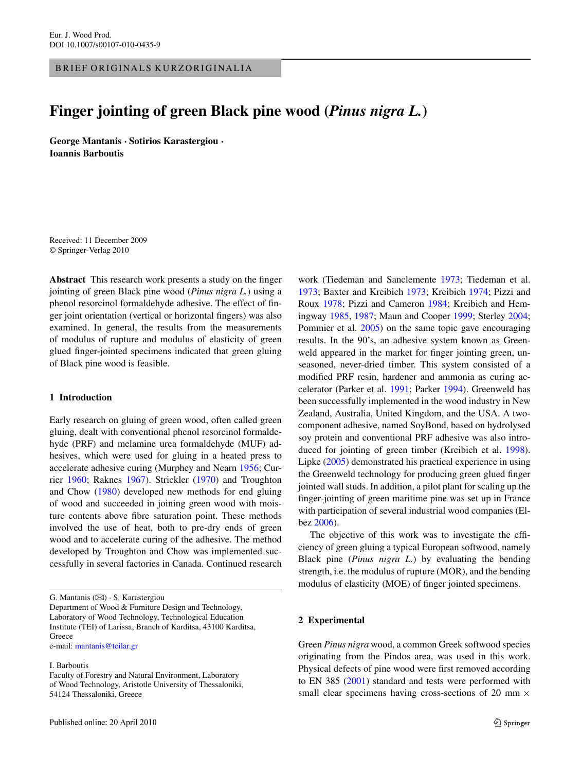BRIEF ORIGINALS KURZORIGINALIA

# Finger jointing of green Black pine wood (*Pinus nigra L.*)

**George Mantanis · Sotirios Karastergiou · Ioannis Barboutis**

Received: 11 December 2009
© Springer-Verlag 2010

**Abstract** This research work presents a study on the finger jointing of green Black pine wood (*Pinus nigra L.*) using a phenol resorcinol formaldehyde adhesive. The effect of finger joint orientation (vertical or horizontal fingers) was also examined. In general, the results from the measurements of modulus of rupture and modulus of elasticity of green glued finger-jointed specimens indicated that green gluing of Black pine wood is feasible.

## 1 Introduction

Early research on gluing of green wood, often called green gluing, dealt with conventional phenol resorcinol formaldehyde (PRF) and melamine urea formaldehyde (MUF) adhesives, which were used for gluing in a heated press to accelerate adhesive curing (Murphey and Nearn 1956; Currier 1960; Raknes 1967). Strickler (1970) and Troughton and Chow (1980) developed new methods for end gluing of wood and succeeded in joining green wood with moisture contents above fibre saturation point. These methods involved the use of heat, both to pre-dry ends of green wood and to accelerate curing of the adhesive. The method developed by Troughton and Chow was implemented successfully in several factories in Canada. Continued research work (Tiedeman and Sanclemente 1973; Tiedeman et al. 1973; Baxter and Kreibich 1973; Kreibich 1974; Pizzi and Roux 1978; Pizzi and Cameron 1984; Kreibich and Hemingway 1985, 1987; Maun and Cooper 1999; Sterley 2004; Pommier et al. 2005) on the same topic gave encouraging results. In the 90's, an adhesive system known as Greenweld appeared in the market for finger jointing green, unseasoned, never-dried timber. This system consisted of a modified PRF resin, hardener and ammonia as curing accelerator (Parker et al. 1991; Parker 1994). Greenweld has been successfully implemented in the wood industry in New Zealand, Australia, United Kingdom, and the USA. A two-component adhesive, named SoyBond, based on hydrolysed soy protein and conventional PRF adhesive was also introduced for jointing of green timber (Kreibich et al. 1998). Lipke (2005) demonstrated his practical experience in using the Greenweld technology for producing green glued finger jointed wall studs. In addition, a pilot plant for scaling up the finger-jointing of green maritime pine was set up in France with participation of several industrial wood companies (Elbez 2006).

The objective of this work was to investigate the efficiency of green gluing a typical European softwood, namely Black pine (*Pinus nigra L.*) by evaluating the bending strength, i.e. the modulus of rupture (MOR), and the bending modulus of elasticity (MOE) of finger jointed specimens.

## 2 Experimental

Green *Pinus nigra* wood, a common Greek softwood species originating from the Pindos area, was used in this work. Physical defects of pine wood were first removed according to EN 385 (2001) standard and tests were performed with small clear specimens having cross-sections of 20 mm ×

---

G. Mantanis (✉) · S. Karastergiou
Department of Wood & Furniture Design and Technology, Laboratory of Wood Technology, Technological Education Institute (TEI) of Larissa, Branch of Karditsa, 43100 Karditsa, Greece
e-mail: mantanis@teilar.gr

I. Barboutis
Faculty of Forestry and Natural Environment, Laboratory of Wood Technology, Aristotle University of Thessaloniki, 54124 Thessaloniki, Greece

Published online: 20 April 2010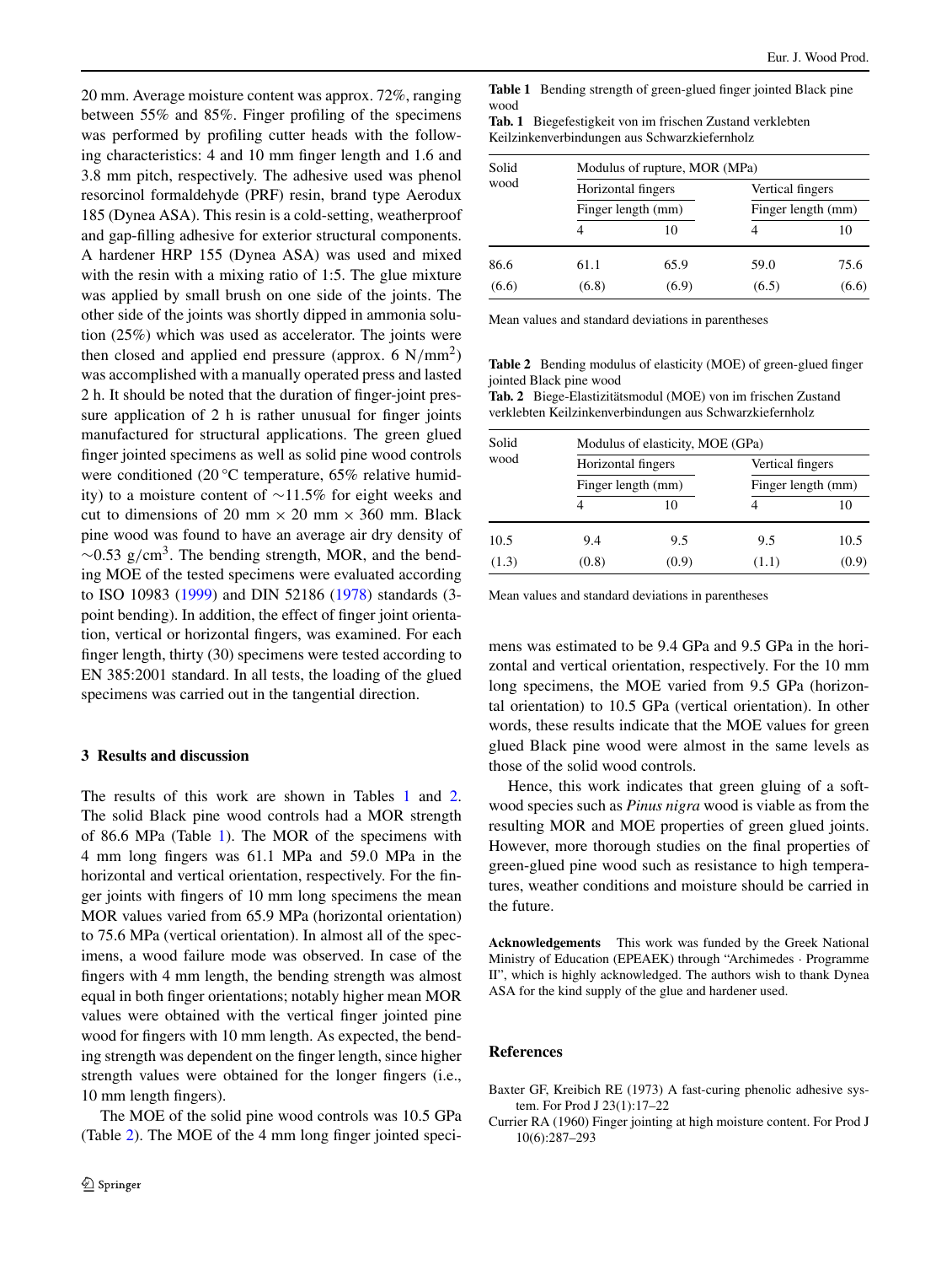20 mm. Average moisture content was approx. 72%, ranging between 55% and 85%. Finger profiling of the specimens was performed by profiling cutter heads with the following characteristics: 4 and 10 mm finger length and 1.6 and 3.8 mm pitch, respectively. The adhesive used was phenol resorcinol formaldehyde (PRF) resin, brand type Aerodux 185 (Dynea ASA). This resin is a cold-setting, weatherproof and gap-filling adhesive for exterior structural components. A hardener HRP 155 (Dynea ASA) was used and mixed with the resin with a mixing ratio of 1:5. The glue mixture was applied by small brush on one side of the joints. The other side of the joints was shortly dipped in ammonia solution (25%) which was used as accelerator. The joints were then closed and applied end pressure (approx. 6 $N/mm^2$) was accomplished with a manually operated press and lasted 2 h. It should be noted that the duration of finger-joint pressure application of 2 h is rather unusual for finger joints manufactured for structural applications. The green glued finger jointed specimens as well as solid pine wood controls were conditioned (20 °C temperature, 65% relative humidity) to a moisture content of ∼11.5% for eight weeks and cut to dimensions of 20 mm × 20 mm × 360 mm. Black pine wood was found to have an average air dry density of ∼0.53 $g/cm^3$. The bending strength, MOR, and the bending MOE of the tested specimens were evaluated according to ISO 10983 (1999) and DIN 52186 (1978) standards (3-point bending). In addition, the effect of finger joint orientation, vertical or horizontal fingers, was examined. For each finger length, thirty (30) specimens were tested according to EN 385:2001 standard. In all tests, the loading of the glued specimens was carried out in the tangential direction.

## 3 Results and discussion

The results of this work are shown in Tables 1 and 2. The solid Black pine wood controls had a MOR strength of 86.6 MPa (Table 1). The MOR of the specimens with 4 mm long fingers was 61.1 MPa and 59.0 MPa in the horizontal and vertical orientation, respectively. For the finger joints with fingers of 10 mm long specimens the mean MOR values varied from 65.9 MPa (horizontal orientation) to 75.6 MPa (vertical orientation). In almost all of the specimens, a wood failure mode was observed. In case of the fingers with 4 mm length, the bending strength was almost equal in both finger orientations; notably higher mean MOR values were obtained with the vertical finger jointed pine wood for fingers with 10 mm length. As expected, the bending strength was dependent on the finger length, since higher strength values were obtained for the longer fingers (i.e., 10 mm length fingers).

The MOE of the solid pine wood controls was 10.5 GPa (Table 2). The MOE of the 4 mm long finger jointed specimens was estimated to be 9.4 GPa and 9.5 GPa in the horizontal and vertical orientation, respectively. For the 10 mm long specimens, the MOE varied from 9.5 GPa (horizontal orientation) to 10.5 GPa (vertical orientation). In other words, these results indicate that the MOE values for green glued Black pine wood were almost in the same levels as those of the solid wood controls.

Hence, this work indicates that green gluing of a softwood species such as *Pinus nigra* wood is viable as from the resulting MOR and MOE properties of green glued joints. However, more thorough studies on the final properties of green-glued pine wood such as resistance to high temperatures, weather conditions and moisture should be carried in the future.

**Table 1** Bending strength of green-glued finger jointed Black pine wood

**Tab. 1** Biegefestigkeit von im frischen Zustand verklebten Keilzinkenverbindungen aus Schwarzkiefernholz

| Solid wood | Modulus of rupture, MOR (MPa) | | | |
|---|---|---|---|---|
| | Horizontal fingers | | Vertical fingers | |
| | Finger length (mm) | | Finger length (mm) | |
| | 4 | 10 | 4 | 10 |
| 86.6 | 61.1 | 65.9 | 59.0 | 75.6 |
| (6.6) | (6.8) | (6.9) | (6.5) | (6.6) |

Mean values and standard deviations in parentheses

**Table 2** Bending modulus of elasticity (MOE) of green-glued finger jointed Black pine wood

**Tab. 2** Biege-Elastizitätsmodul (MOE) von im frischen Zustand verklebten Keilzinkenverbindungen aus Schwarzkiefernholz

| Solid wood | Modulus of elasticity, MOE (GPa) | | | |
|---|---|---|---|---|
| | Horizontal fingers | | Vertical fingers | |
| | Finger length (mm) | | Finger length (mm) | |
| | 4 | 10 | 4 | 10 |
| 10.5 | 9.4 | 9.5 | 9.5 | 10.5 |
| (1.3) | (0.8) | (0.9) | (1.1) | (0.9) |

Mean values and standard deviations in parentheses

**Acknowledgements** This work was funded by the Greek National Ministry of Education (EPEAEK) through "Archimedes · Programme II", which is highly acknowledged. The authors wish to thank Dynea ASA for the kind supply of the glue and hardener used.

## References

Baxter GF, Kreibich RE (1973) A fast-curing phenolic adhesive system. For Prod J 23(1):17–22

Currier RA (1960) Finger jointing at high moisture content. For Prod J 10(6):287–293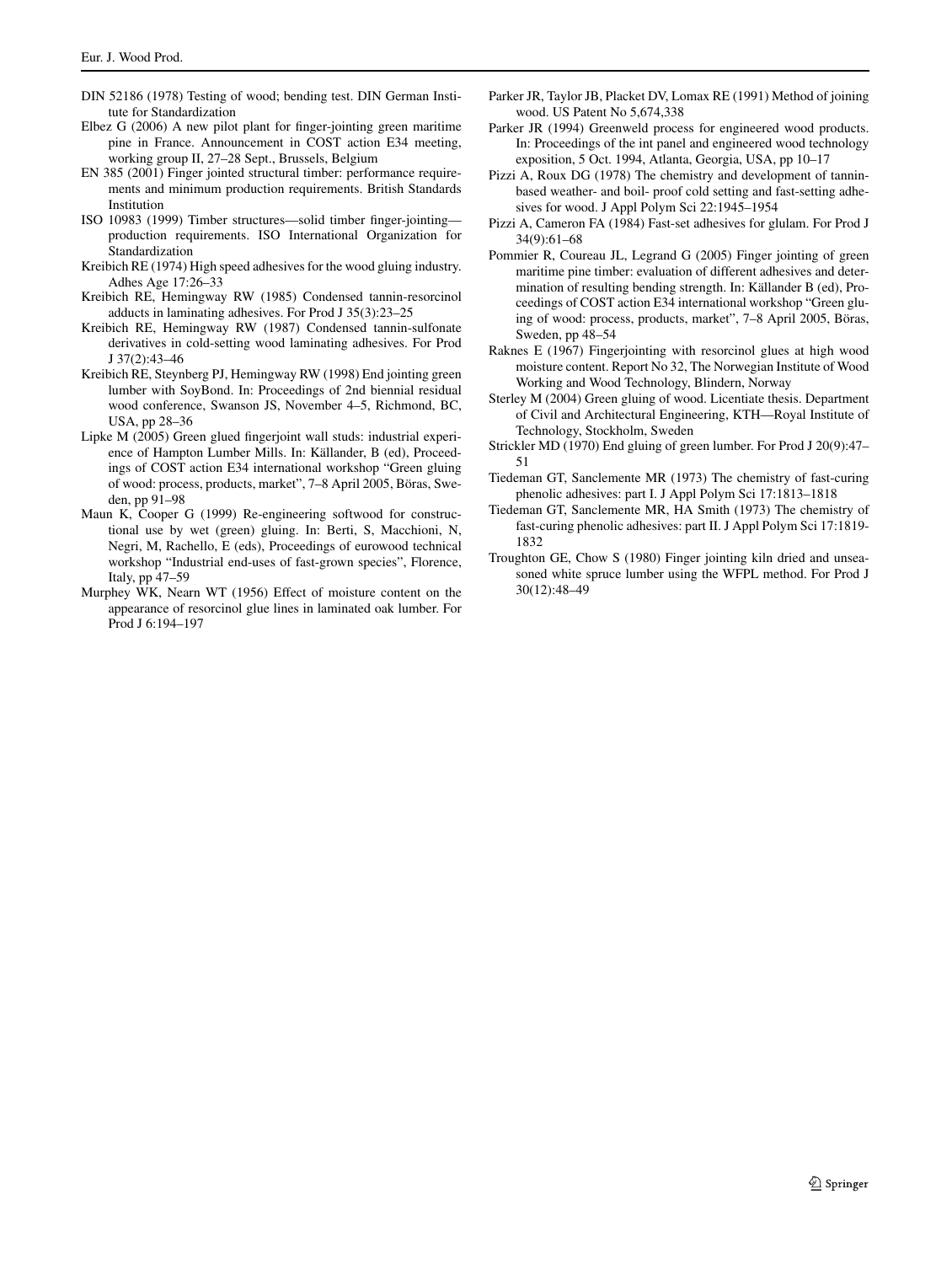DIN 52186 (1978) Testing of wood; bending test. DIN German Institute for Standardization

Elbez G (2006) A new pilot plant for finger-jointing green maritime pine in France. Announcement in COST action E34 meeting, working group II, 27–28 Sept., Brussels, Belgium

EN 385 (2001) Finger jointed structural timber: performance requirements and minimum production requirements. British Standards Institution

ISO 10983 (1999) Timber structures—solid timber finger-jointing—production requirements. ISO International Organization for Standardization

Kreibich RE (1974) High speed adhesives for the wood gluing industry. Adhes Age 17:26–33

Kreibich RE, Hemingway RW (1985) Condensed tannin-resorcinol adducts in laminating adhesives. For Prod J 35(3):23–25

Kreibich RE, Hemingway RW (1987) Condensed tannin-sulfonate derivatives in cold-setting wood laminating adhesives. For Prod J 37(2):43–46

Kreibich RE, Steynberg PJ, Hemingway RW (1998) End jointing green lumber with SoyBond. In: Proceedings of 2nd biennial residual wood conference, Swanson JS, November 4–5, Richmond, BC, USA, pp 28–36

Lipke M (2005) Green glued fingerjoint wall studs: industrial experience of Hampton Lumber Mills. In: Källander, B (ed), Proceedings of COST action E34 international workshop "Green gluing of wood: process, products, market", 7–8 April 2005, Böras, Sweden, pp 91–98

Maun K, Cooper G (1999) Re-engineering softwood for constructional use by wet (green) gluing. In: Berti, S, Macchioni, N, Negri, M, Rachello, E (eds), Proceedings of eurowood technical workshop "Industrial end-uses of fast-grown species", Florence, Italy, pp 47–59

Murphey WK, Nearn WT (1956) Effect of moisture content on the appearance of resorcinol glue lines in laminated oak lumber. For Prod J 6:194–197

Parker JR, Taylor JB, Placket DV, Lomax RE (1991) Method of joining wood. US Patent No 5,674,338

Parker JR (1994) Greenweld process for engineered wood products. In: Proceedings of the int panel and engineered wood technology exposition, 5 Oct. 1994, Atlanta, Georgia, USA, pp 10–17

Pizzi A, Roux DG (1978) The chemistry and development of tannin-based weather- and boil- proof cold setting and fast-setting adhesives for wood. J Appl Polym Sci 22:1945–1954

Pizzi A, Cameron FA (1984) Fast-set adhesives for glulam. For Prod J 34(9):61–68

Pommier R, Coureau JL, Legrand G (2005) Finger jointing of green maritime pine timber: evaluation of different adhesives and determination of resulting bending strength. In: Källander B (ed), Proceedings of COST action E34 international workshop "Green gluing of wood: process, products, market", 7–8 April 2005, Böras, Sweden, pp 48–54

Raknes E (1967) Fingerjointing with resorcinol glues at high wood moisture content. Report No 32, The Norwegian Institute of Wood Working and Wood Technology, Blindern, Norway

Sterley M (2004) Green gluing of wood. Licentiate thesis. Department of Civil and Architectural Engineering, KTH—Royal Institute of Technology, Stockholm, Sweden

Strickler MD (1970) End gluing of green lumber. For Prod J 20(9):47–51

Tiedeman GT, Sanclemente MR (1973) The chemistry of fast-curing phenolic adhesives: part I. J Appl Polym Sci 17:1813–1818

Tiedeman GT, Sanclemente MR, HA Smith (1973) The chemistry of fast-curing phenolic adhesives: part II. J Appl Polym Sci 17:1819-1832

Troughton GE, Chow S (1980) Finger jointing kiln dried and unseasoned white spruce lumber using the WFPL method. For Prod J 30(12):48–49